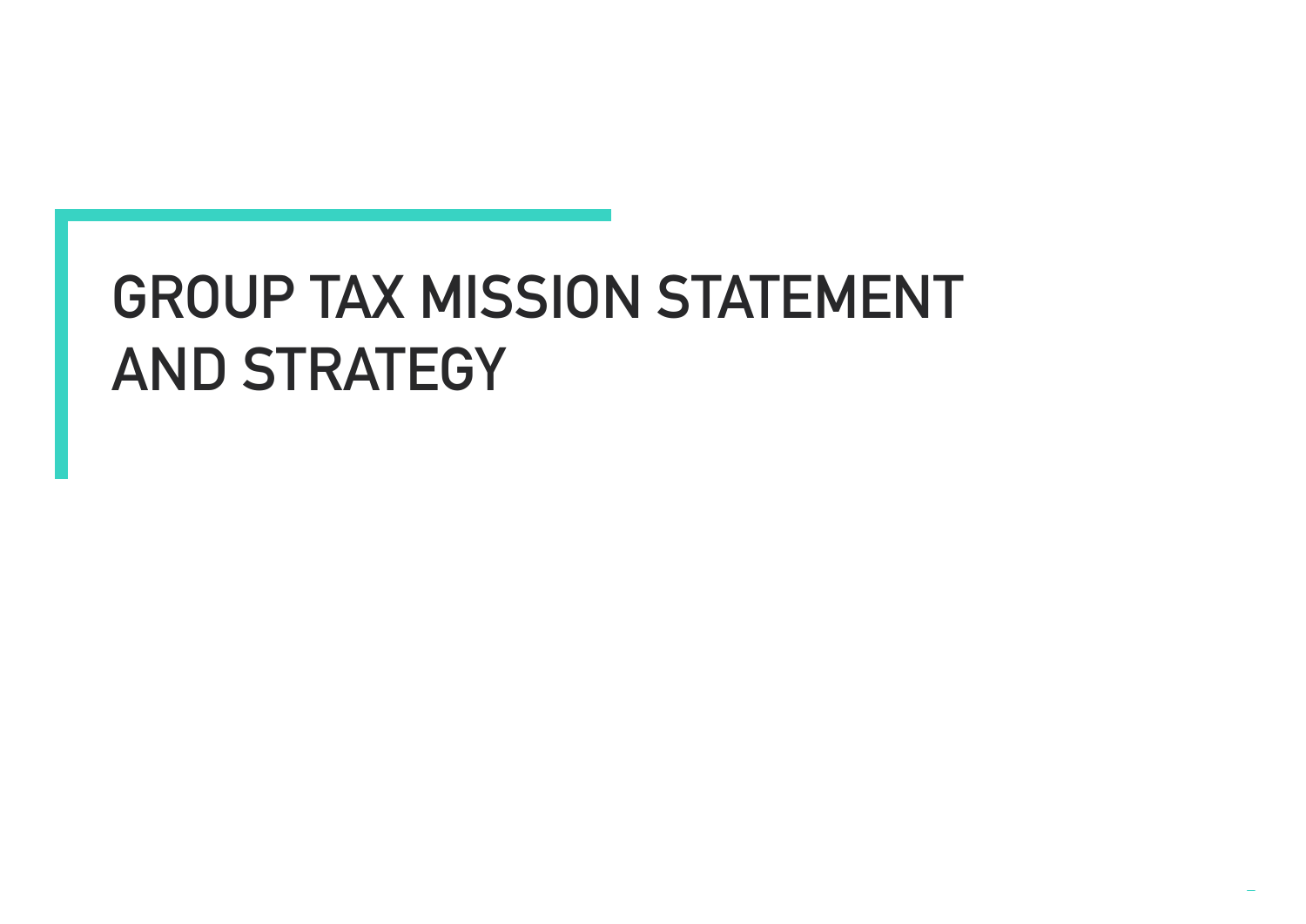# GROUP TAX MISSION STATEMENT AND STRATEGY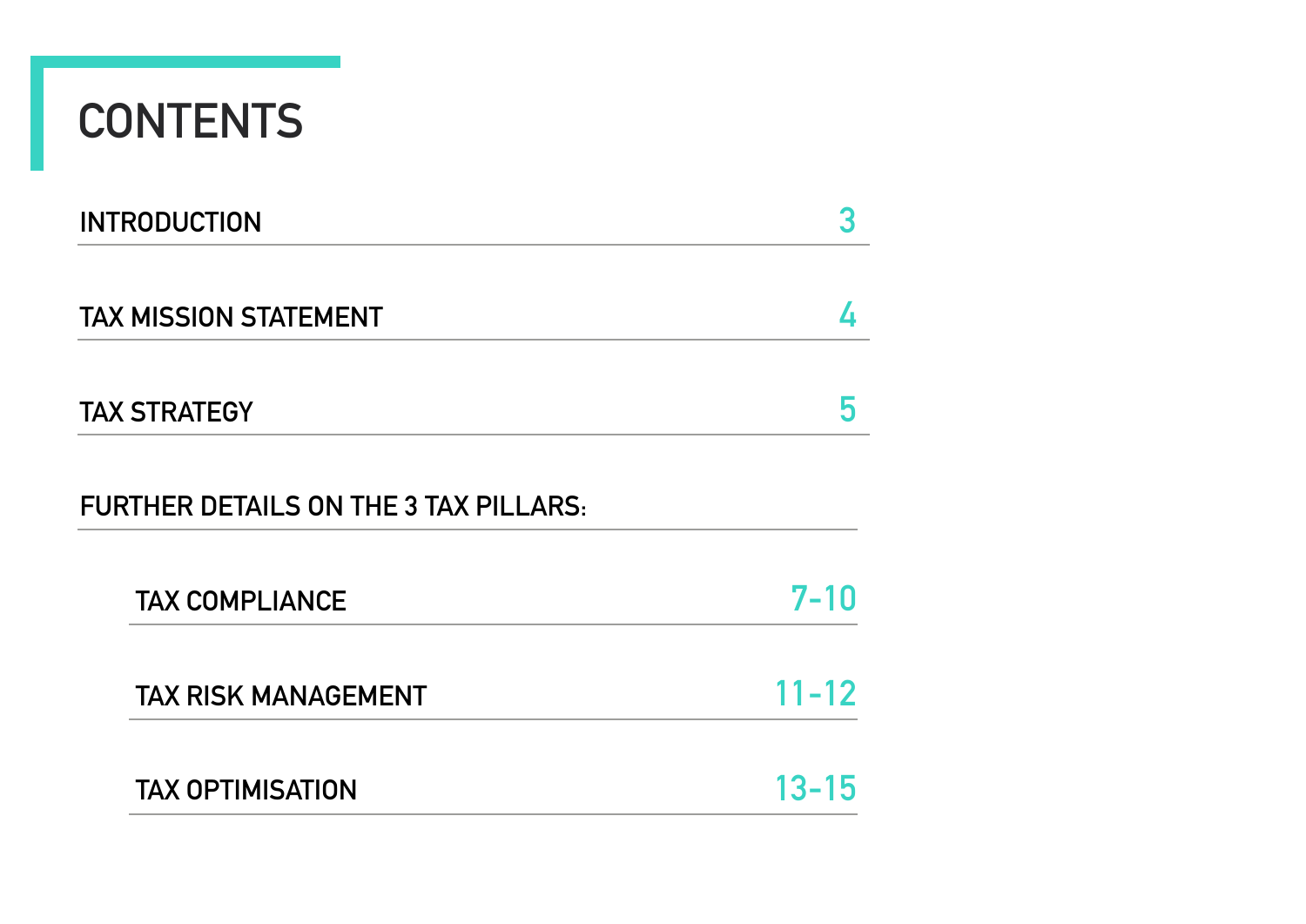# CONTENTS

| | |
|---|---|
| INTRODUCTION | 3 |
| TAX MISSION STATEMENT | 4 |
| TAX STRATEGY | 5 |
| FURTHER DETAILS ON THE 3 TAX PILLARS: | |
| TAX COMPLIANCE | 7-10 |
| TAX RISK MANAGEMENT | 11-12 |
| TAX OPTIMISATION | 13-15 |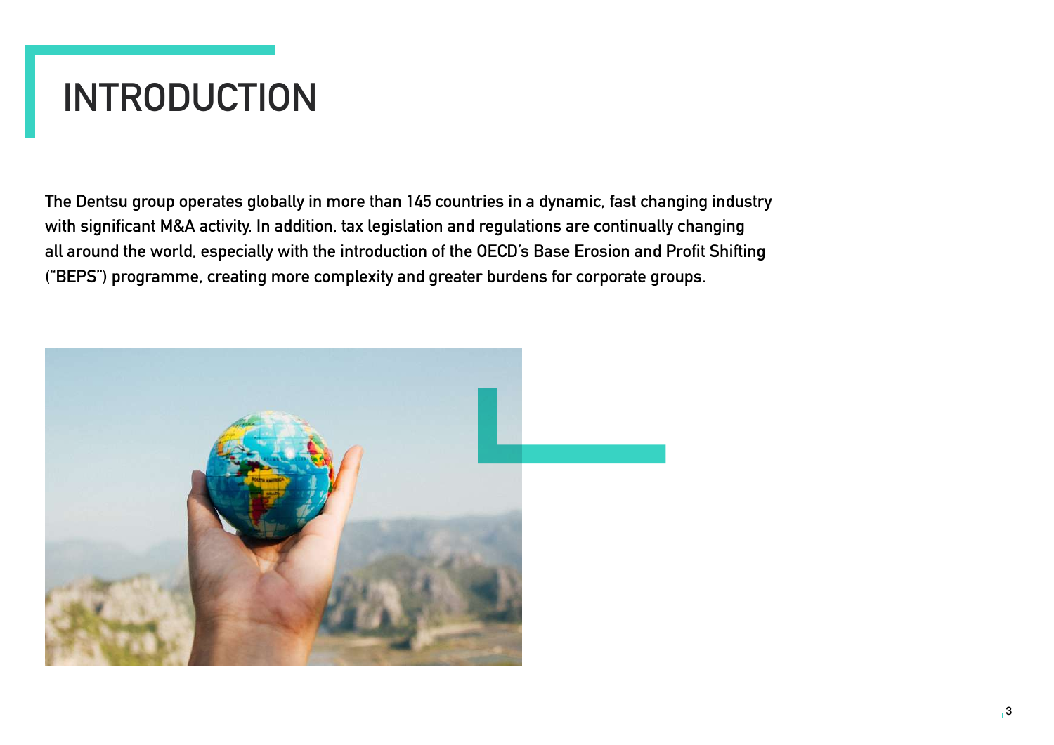# INTRODUCTION

The Dentsu group operates globally in more than 145 countries in a dynamic, fast changing industry with significant M&A activity. In addition, tax legislation and regulations are continually changing all around the world, especially with the introduction of the OECD's Base Erosion and Profit Shifting ("BEPS") programme, creating more complexity and greater burdens for corporate groups.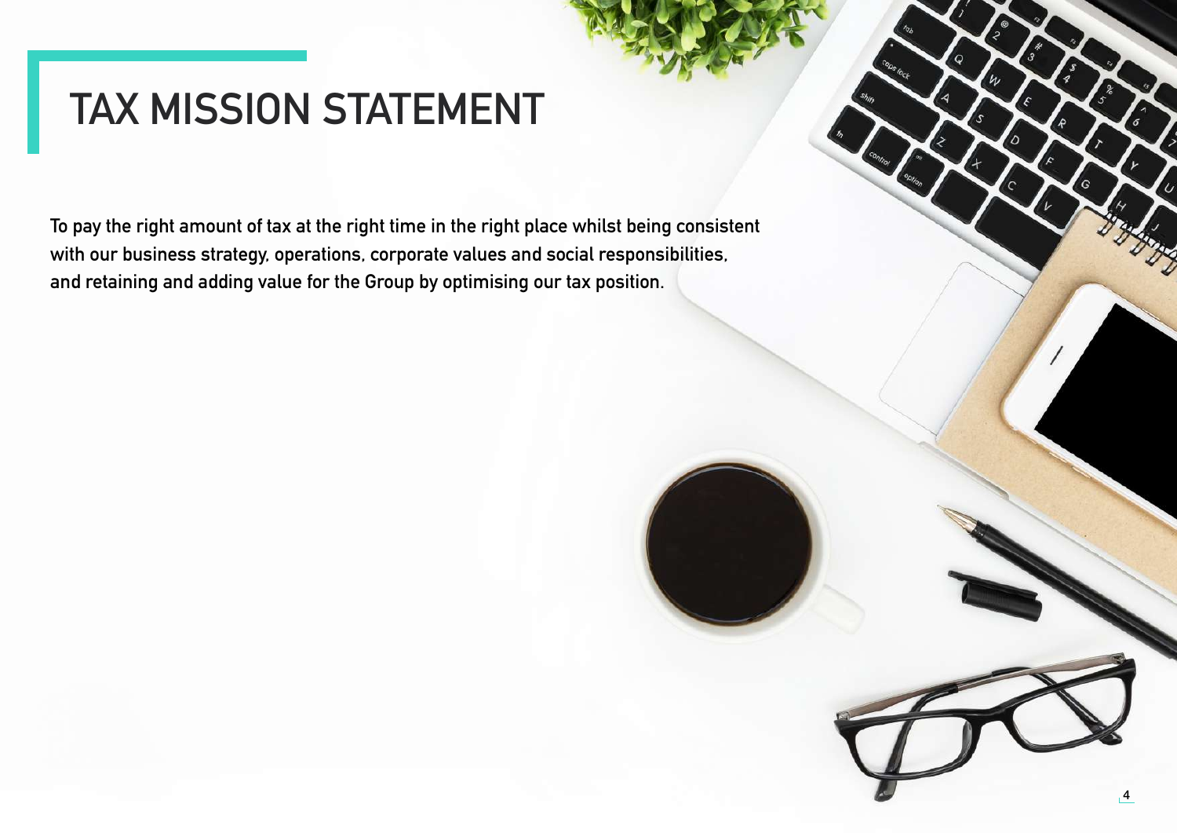# TAX MISSION STATEMENT

**To pay the right amount of tax at the right time in the right place whilst being consistent with our business strategy, operations, corporate values and social responsibilities, and retaining and adding value for the Group by optimising our tax position.**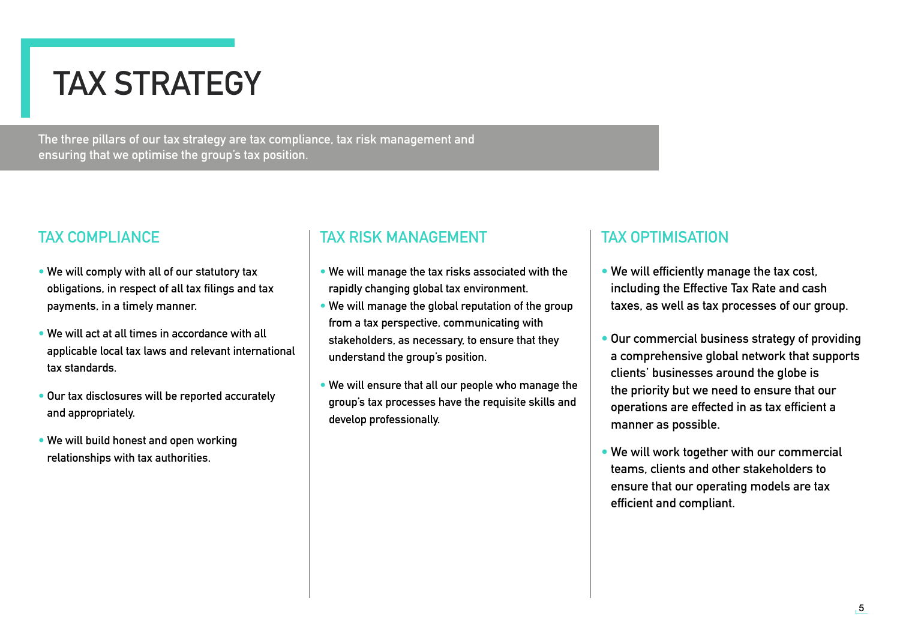# TAX STRATEGY

The three pillars of our tax strategy are tax compliance, tax risk management and ensuring that we optimise the group's tax position.

## TAX COMPLIANCE

- We will comply with all of our statutory tax obligations, in respect of all tax filings and tax payments, in a timely manner.
- We will act at all times in accordance with all applicable local tax laws and relevant international tax standards.
- Our tax disclosures will be reported accurately and appropriately.
- We will build honest and open working relationships with tax authorities.

## TAX RISK MANAGEMENT

- We will manage the tax risks associated with the rapidly changing global tax environment.
- We will manage the global reputation of the group from a tax perspective, communicating with stakeholders, as necessary, to ensure that they understand the group's position.
- We will ensure that all our people who manage the group's tax processes have the requisite skills and develop professionally.

## TAX OPTIMISATION

- We will efficiently manage the tax cost, including the Effective Tax Rate and cash taxes, as well as tax processes of our group.
- Our commercial business strategy of providing a comprehensive global network that supports clients' businesses around the globe is the priority but we need to ensure that our operations are effected in as tax efficient a manner as possible.
- We will work together with our commercial teams, clients and other stakeholders to ensure that our operating models are tax efficient and compliant.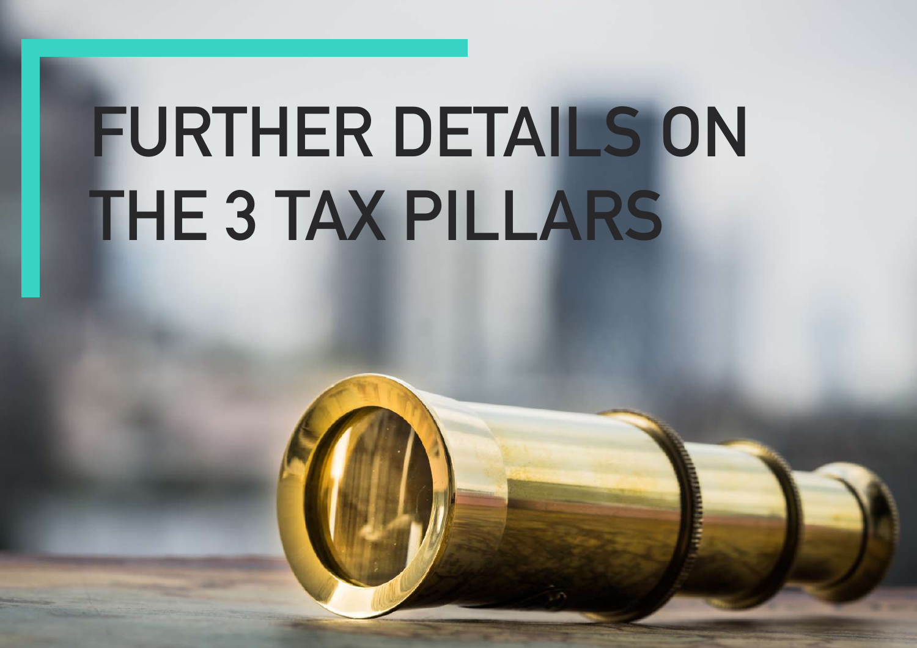# FURTHER DETAILS ON THE 3 TAX PILLARS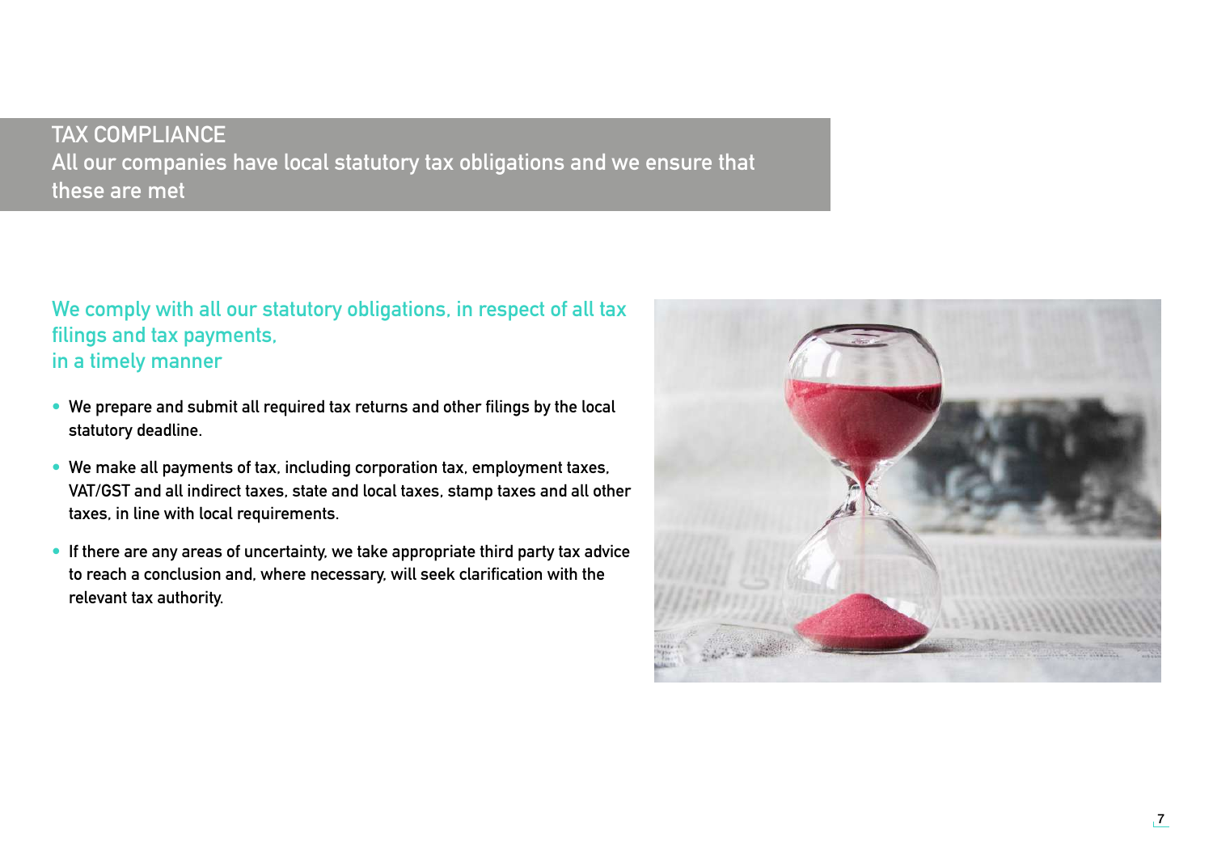# TAX COMPLIANCE

All our companies have local statutory tax obligations and we ensure that these are met

## We comply with all our statutory obligations, in respect of all tax filings and tax payments, in a timely manner

- We prepare and submit all required tax returns and other filings by the local statutory deadline.
- We make all payments of tax, including corporation tax, employment taxes, VAT/GST and all indirect taxes, state and local taxes, stamp taxes and all other taxes, in line with local requirements.
- If there are any areas of uncertainty, we take appropriate third party tax advice to reach a conclusion and, where necessary, will seek clarification with the relevant tax authority.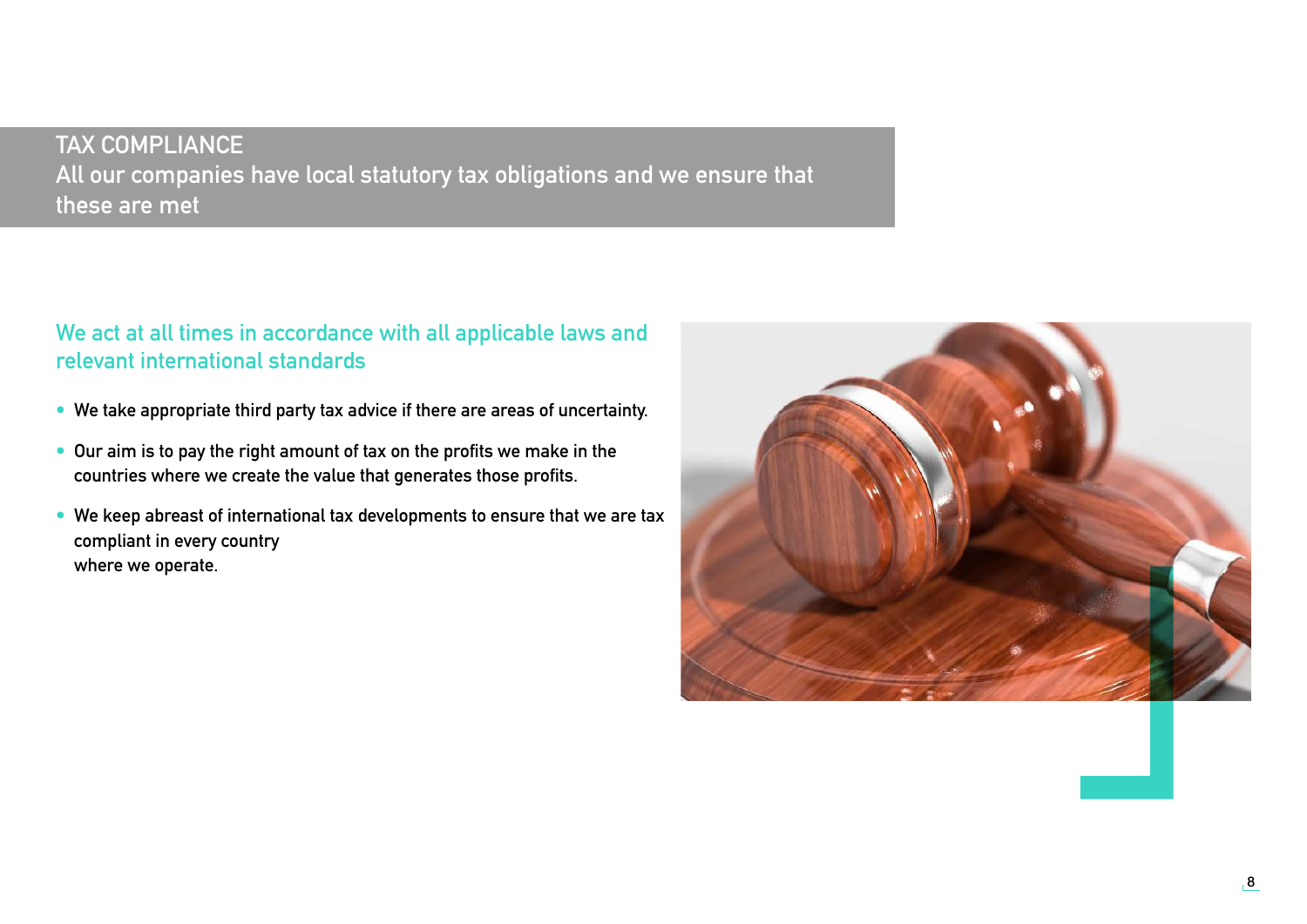# TAX COMPLIANCE

All our companies have local statutory tax obligations and we ensure that these are met

## We act at all times in accordance with all applicable laws and relevant international standards

- We take appropriate third party tax advice if there are areas of uncertainty.
- Our aim is to pay the right amount of tax on the profits we make in the countries where we create the value that generates those profits.
- We keep abreast of international tax developments to ensure that we are tax compliant in every country where we operate.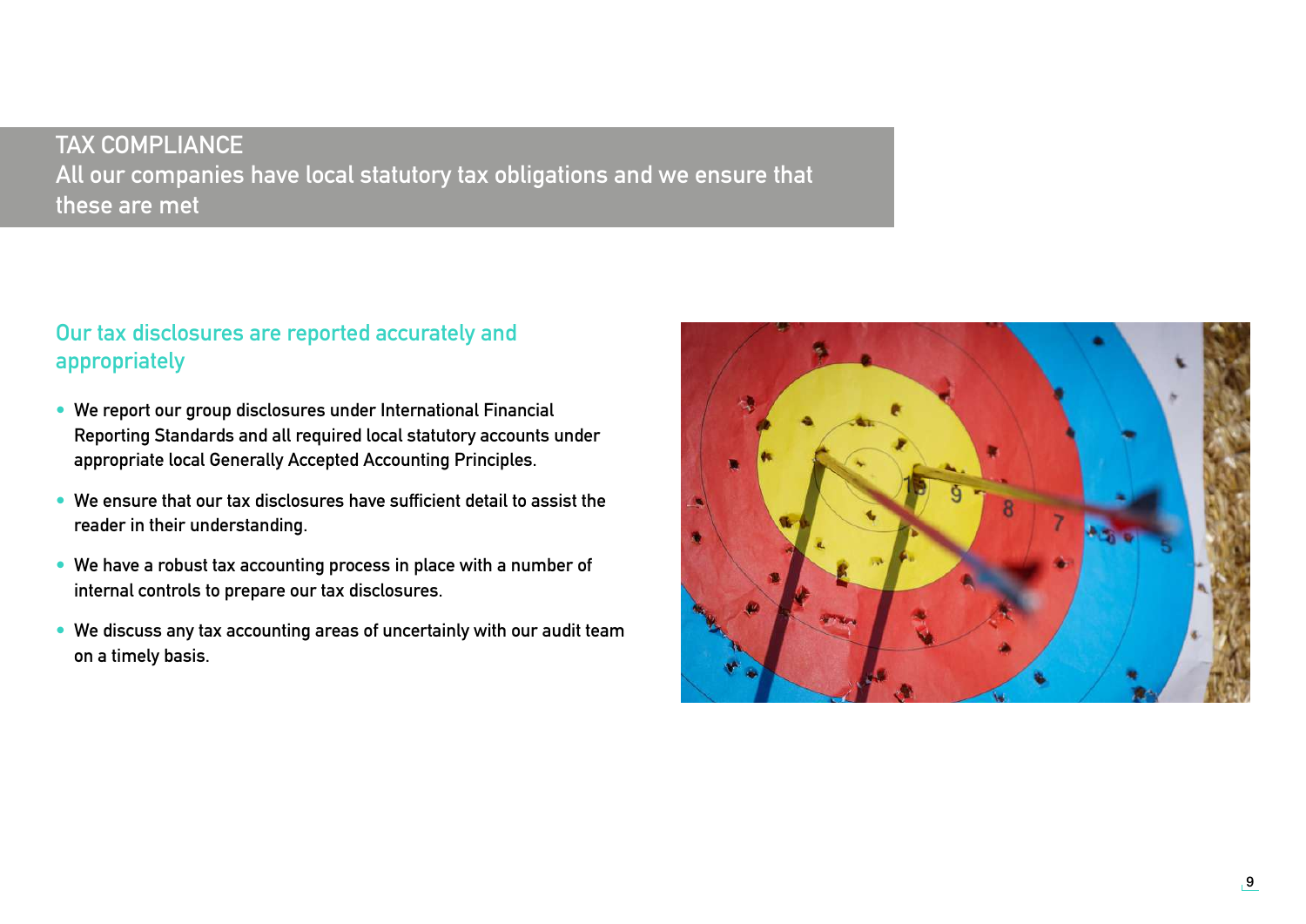# TAX COMPLIANCE

All our companies have local statutory tax obligations and we ensure that these are met

## Our tax disclosures are reported accurately and appropriately

- We report our group disclosures under International Financial Reporting Standards and all required local statutory accounts under appropriate local Generally Accepted Accounting Principles.
- We ensure that our tax disclosures have sufficient detail to assist the reader in their understanding.
- We have a robust tax accounting process in place with a number of internal controls to prepare our tax disclosures.
- We discuss any tax accounting areas of uncertainly with our audit team on a timely basis.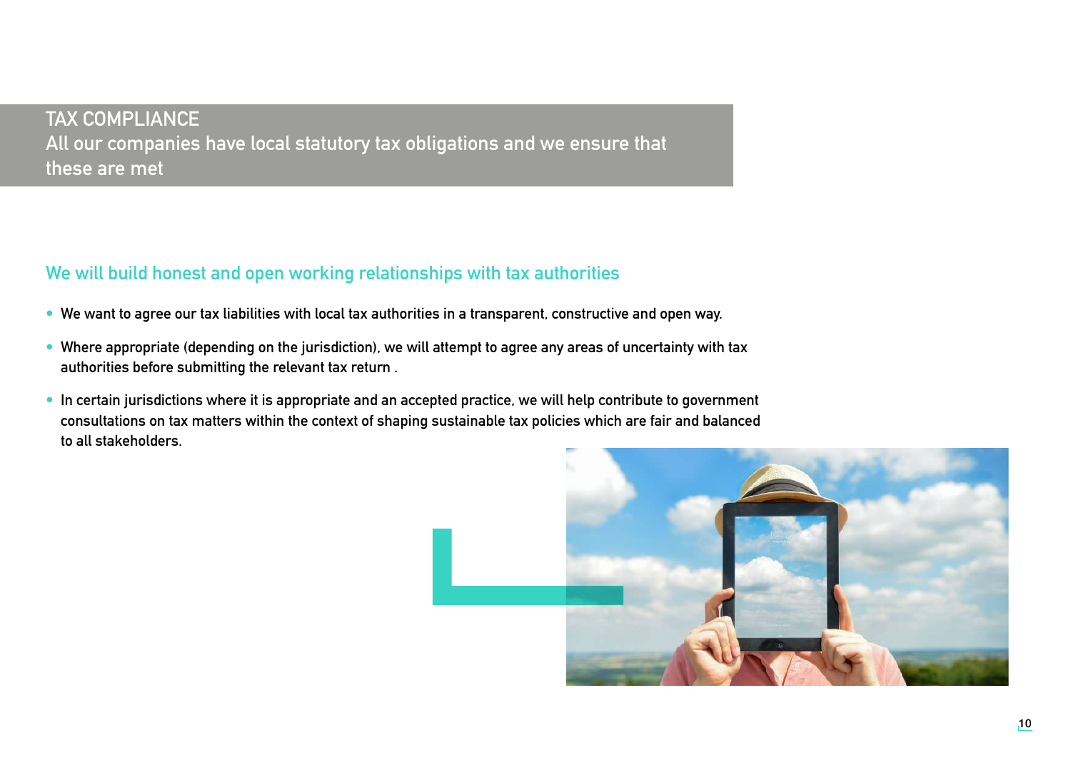# TAX COMPLIANCE

All our companies have local statutory tax obligations and we ensure that these are met

## We will build honest and open working relationships with tax authorities

- We want to agree our tax liabilities with local tax authorities in a transparent, constructive and open way.
- Where appropriate (depending on the jurisdiction), we will attempt to agree any areas of uncertainty with tax authorities before submitting the relevant tax return .
- In certain jurisdictions where it is appropriate and an accepted practice, we will help contribute to government consultations on tax matters within the context of shaping sustainable tax policies which are fair and balanced to all stakeholders.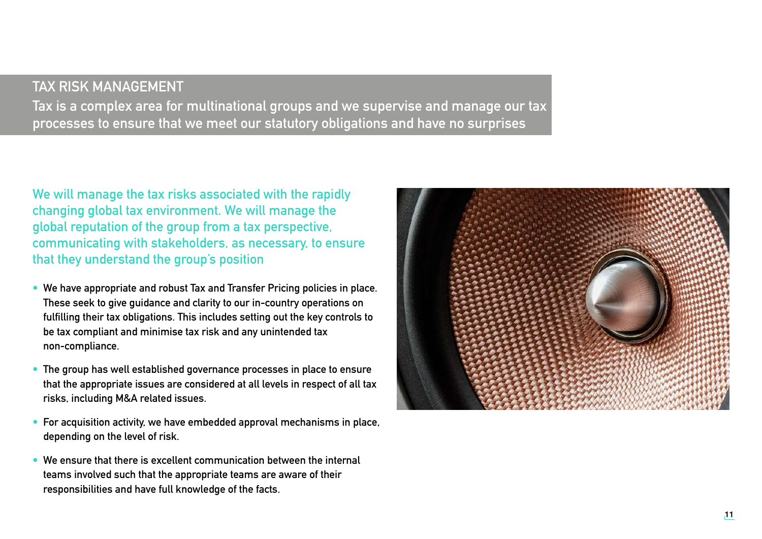## TAX RISK MANAGEMENT

**Tax is a complex area for multinational groups and we supervise and manage our tax processes to ensure that we meet our statutory obligations and have no surprises**

### We will manage the tax risks associated with the rapidly changing global tax environment. We will manage the global reputation of the group from a tax perspective, communicating with stakeholders, as necessary, to ensure that they understand the group's position

- We have appropriate and robust Tax and Transfer Pricing policies in place. These seek to give guidance and clarity to our in-country operations on fulfilling their tax obligations. This includes setting out the key controls to be tax compliant and minimise tax risk and any unintended tax non-compliance.
- The group has well established governance processes in place to ensure that the appropriate issues are considered at all levels in respect of all tax risks, including M&A related issues.
- For acquisition activity, we have embedded approval mechanisms in place, depending on the level of risk.
- We ensure that there is excellent communication between the internal teams involved such that the appropriate teams are aware of their responsibilities and have full knowledge of the facts.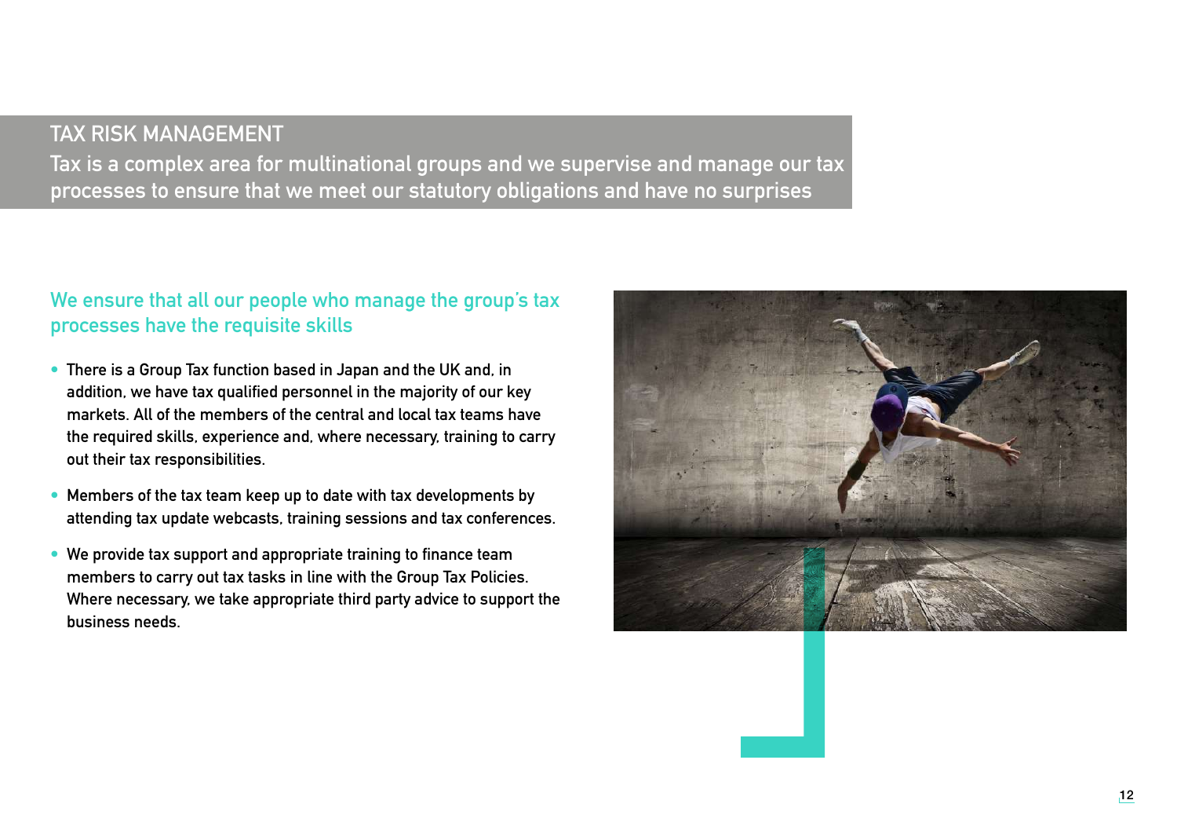# TAX RISK MANAGEMENT

**Tax is a complex area for multinational groups and we supervise and manage our tax processes to ensure that we meet our statutory obligations and have no surprises**

## We ensure that all our people who manage the group's tax processes have the requisite skills

- There is a Group Tax function based in Japan and the UK and, in addition, we have tax qualified personnel in the majority of our key markets. All of the members of the central and local tax teams have the required skills, experience and, where necessary, training to carry out their tax responsibilities.
- Members of the tax team keep up to date with tax developments by attending tax update webcasts, training sessions and tax conferences.
- We provide tax support and appropriate training to finance team members to carry out tax tasks in line with the Group Tax Policies. Where necessary, we take appropriate third party advice to support the business needs.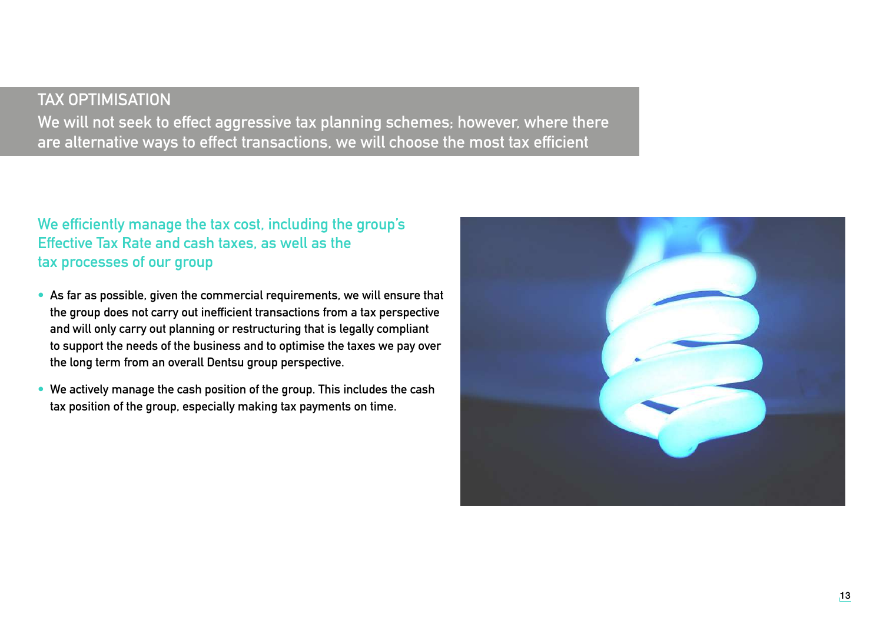## TAX OPTIMISATION

**We will not seek to effect aggressive tax planning schemes; however, where there are alternative ways to effect transactions, we will choose the most tax efficient**

### We efficiently manage the tax cost, including the group's Effective Tax Rate and cash taxes, as well as the tax processes of our group

- As far as possible, given the commercial requirements, we will ensure that the group does not carry out inefficient transactions from a tax perspective and will only carry out planning or restructuring that is legally compliant to support the needs of the business and to optimise the taxes we pay over the long term from an overall Dentsu group perspective.
- We actively manage the cash position of the group. This includes the cash tax position of the group, especially making tax payments on time.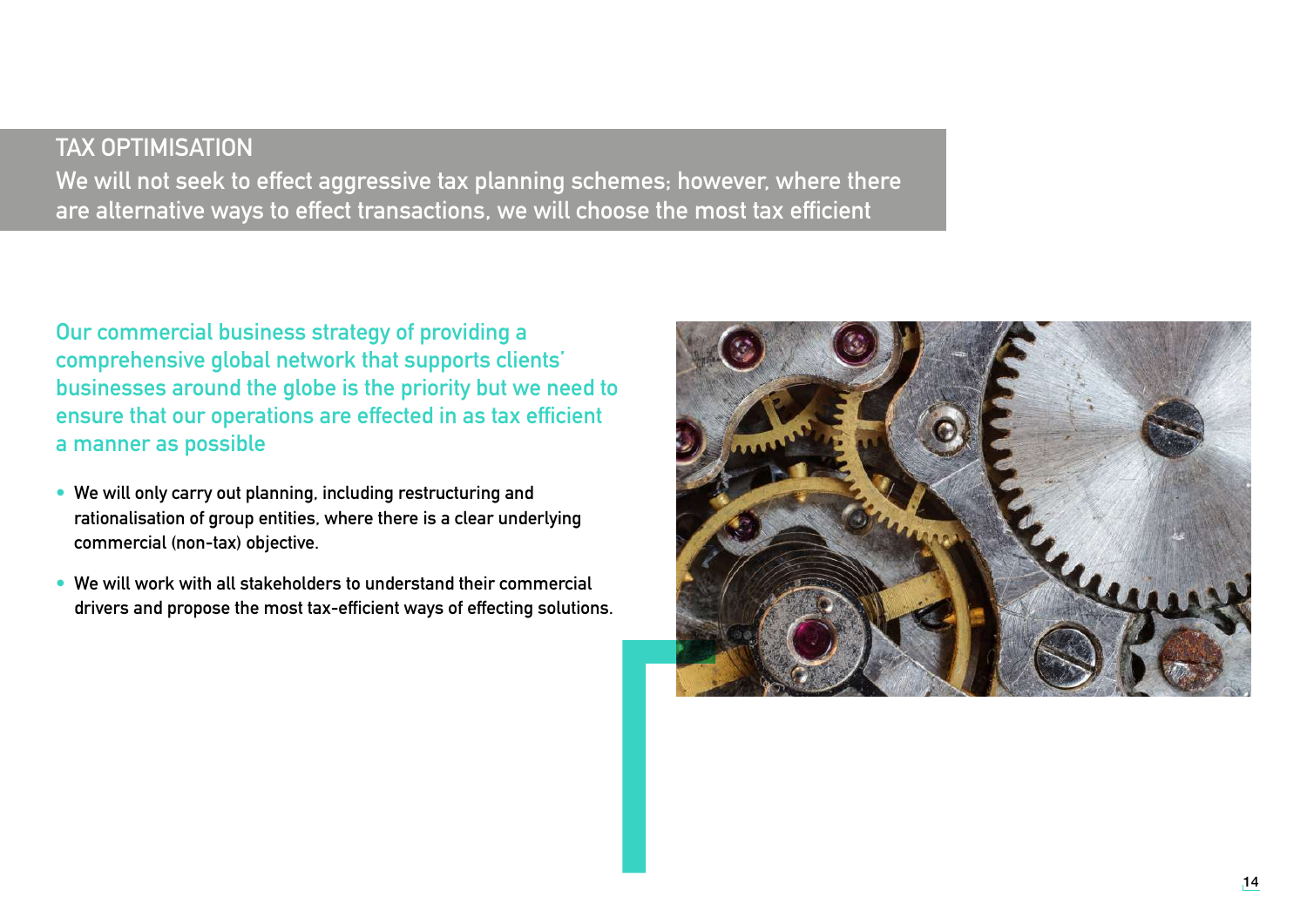## TAX OPTIMISATION

**We will not seek to effect aggressive tax planning schemes; however, where there are alternative ways to effect transactions, we will choose the most tax efficient**

### Our commercial business strategy of providing a comprehensive global network that supports clients' businesses around the globe is the priority but we need to ensure that our operations are effected in as tax efficient a manner as possible

- We will only carry out planning, including restructuring and rationalisation of group entities, where there is a clear underlying commercial (non-tax) objective.
- We will work with all stakeholders to understand their commercial drivers and propose the most tax-efficient ways of effecting solutions.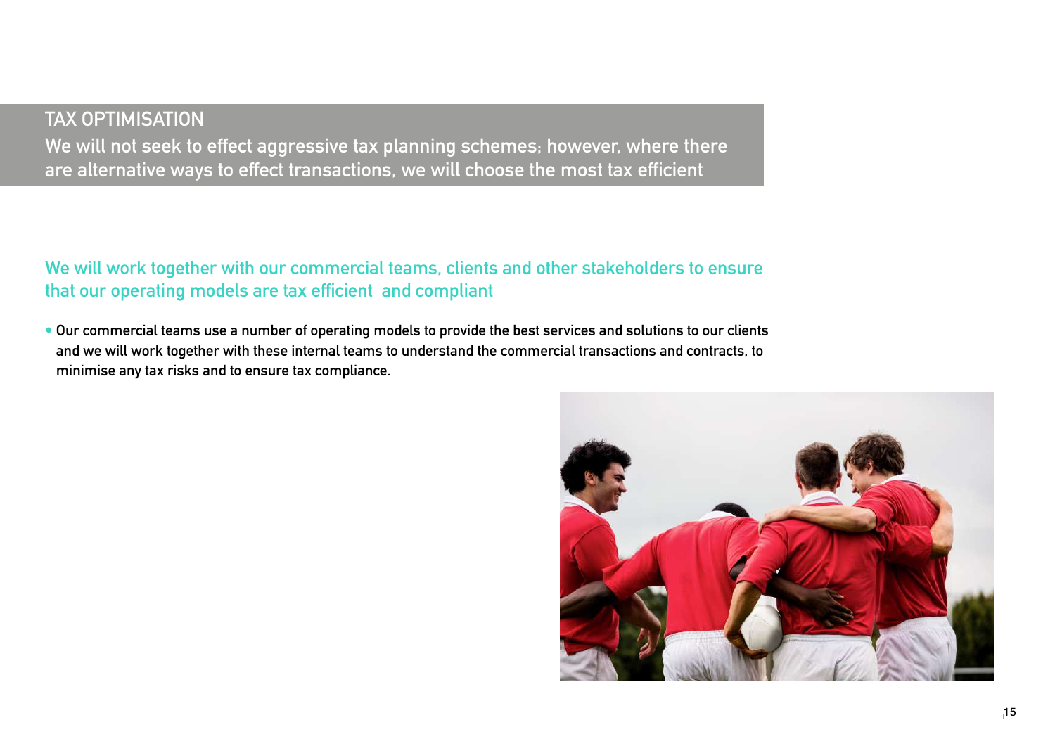## TAX OPTIMISATION

**We will not seek to effect aggressive tax planning schemes; however, where there are alternative ways to effect transactions, we will choose the most tax efficient**

### We will work together with our commercial teams, clients and other stakeholders to ensure that our operating models are tax efficient and compliant

- **Our commercial teams use a number of operating models to provide the best services and solutions to our clients and we will work together with these internal teams to understand the commercial transactions and contracts, to minimise any tax risks and to ensure tax compliance.**